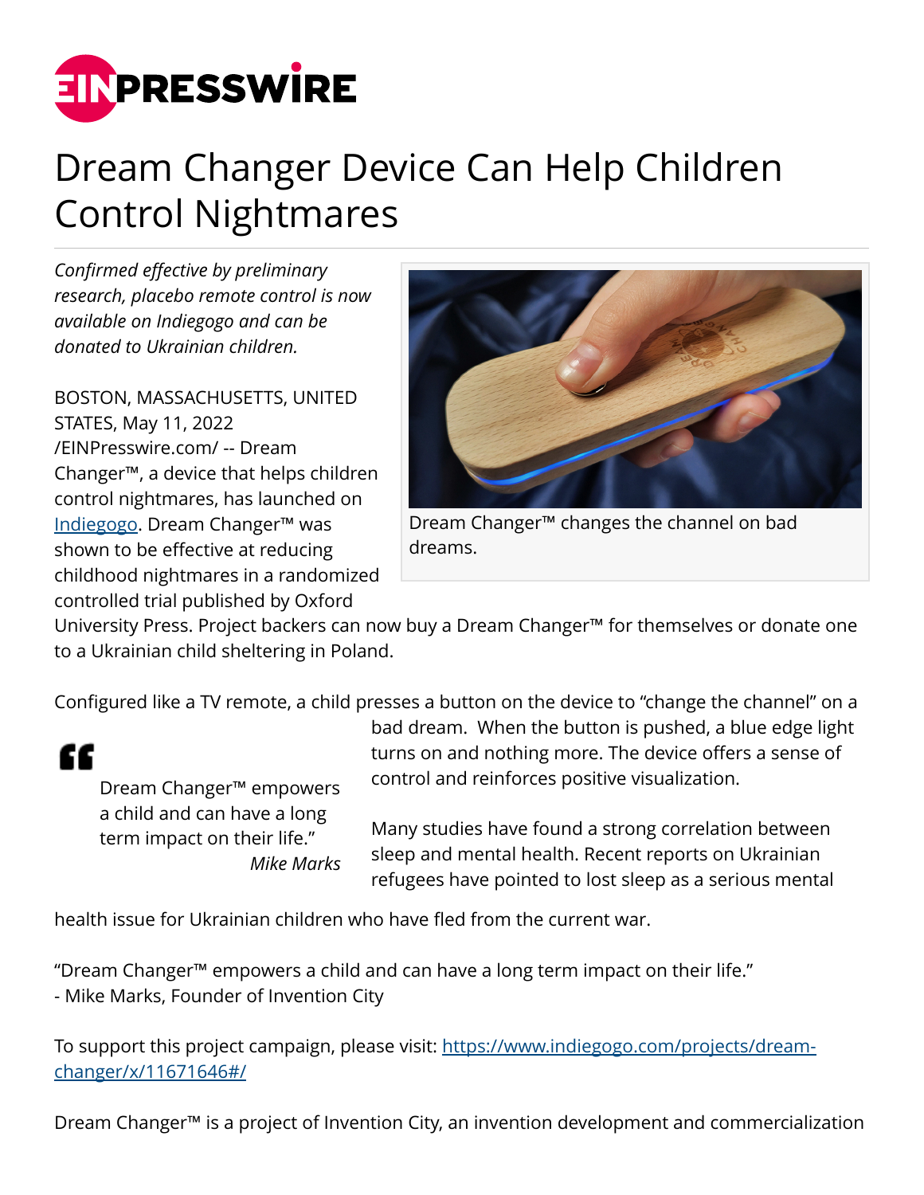# Dream Changer Device Can Help Children Control Nightmares

*Confirmed effective by preliminary research, placebo remote control is now available on Indiegogo and can be donated to Ukrainian children.*

BOSTON, MASSACHUSETTS, UNITED STATES, May 11, 2022 /EINPresswire.com/ -- Dream Changer™, a device that helps children control nightmares, has launched on [Indiegogo](https://www.indiegogo.com/projects/dream-changer/x/11671646#/). Dream Changer™ was shown to be effective at reducing childhood nightmares in a randomized controlled trial published by Oxford University Press. Project backers can now buy a Dream Changer™ for themselves or donate one to a Ukrainian child sheltering in Poland.

Dream Changer™ changes the channel on bad dreams.

Configured like a TV remote, a child presses a button on the device to "change the channel" on a bad dream. When the button is pushed, a blue edge light turns on and nothing more. The device offers a sense of control and reinforces positive visualization.

> Dream Changer™ empowers a child and can have a long term impact on their life."
>
> *Mike Marks*

Many studies have found a strong correlation between sleep and mental health. Recent reports on Ukrainian refugees have pointed to lost sleep as a serious mental health issue for Ukrainian children who have fled from the current war.

"Dream Changer™ empowers a child and can have a long term impact on their life."
- Mike Marks, Founder of Invention City

To support this project campaign, please visit: [https://www.indiegogo.com/projects/dream-changer/x/11671646#/](https://www.indiegogo.com/projects/dream-changer/x/11671646#/)

Dream Changer™ is a project of Invention City, an invention development and commercialization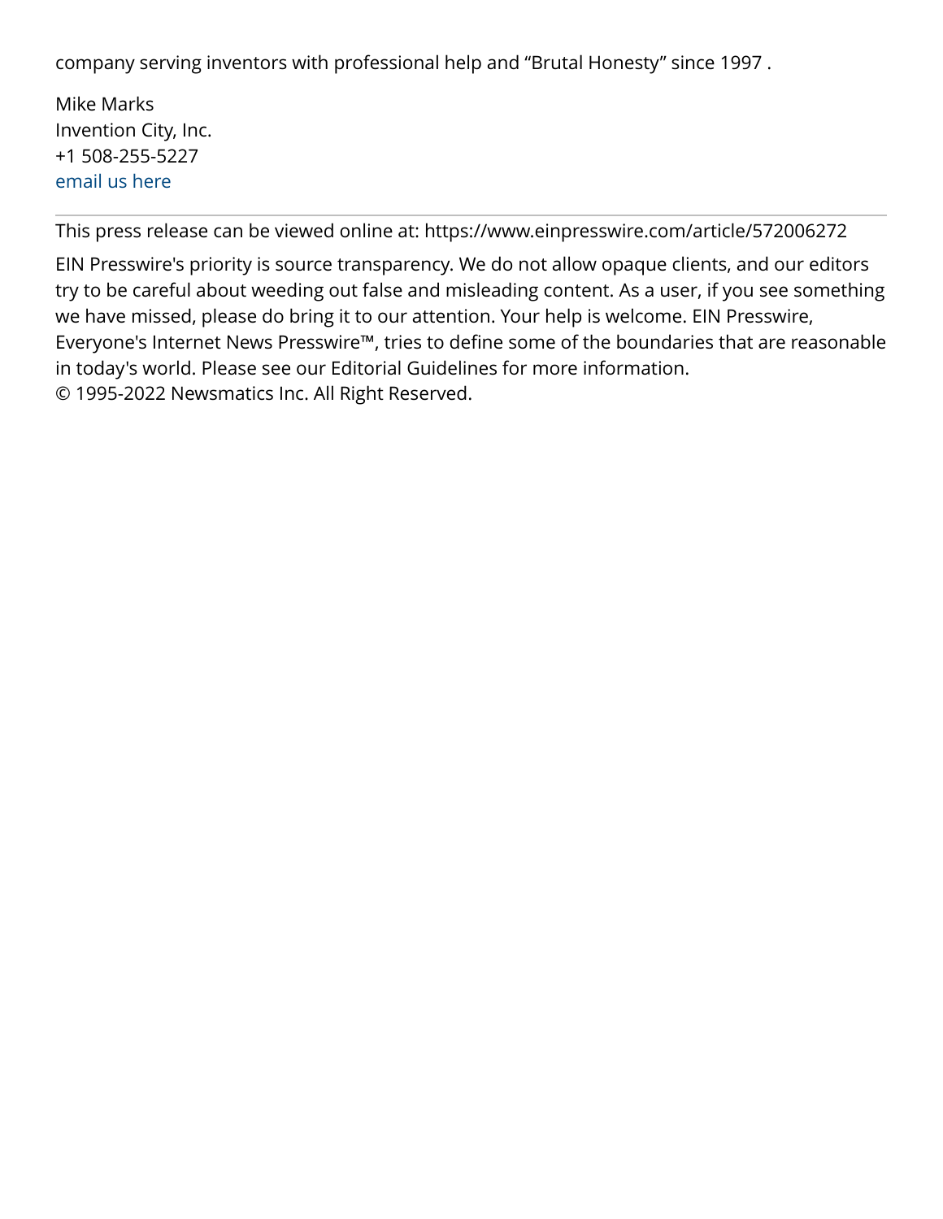company serving inventors with professional help and “Brutal Honesty” since 1997 .

Mike Marks
Invention City, Inc.
+1 508-255-5227
email us here

---

This press release can be viewed online at: https://www.einpresswire.com/article/572006272

EIN Presswire's priority is source transparency. We do not allow opaque clients, and our editors try to be careful about weeding out false and misleading content. As a user, if you see something we have missed, please do bring it to our attention. Your help is welcome. EIN Presswire, Everyone's Internet News Presswire™, tries to define some of the boundaries that are reasonable in today's world. Please see our Editorial Guidelines for more information.
© 1995-2022 Newsmatics Inc. All Right Reserved.